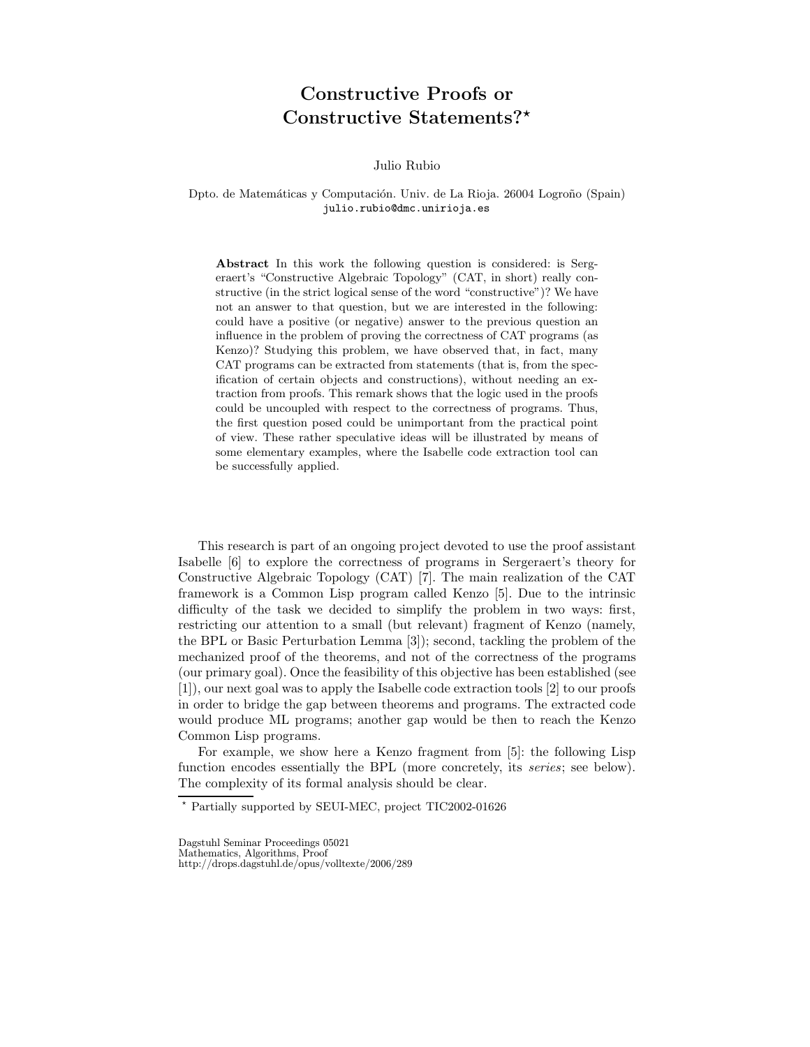# Constructive Proofs or Constructive Statements?*

Julio Rubio

Dpto. de Matemáticas y Computación. Univ. de La Rioja. 26004 Logroño (Spain)
julio.rubio@dmc.unirioja.es

**Abstract** In this work the following question is considered: is Sergeraert's "Constructive Algebraic Topology" (CAT, in short) really constructive (in the strict logical sense of the word "constructive")? We have not an answer to that question, but we are interested in the following: could have a positive (or negative) answer to the previous question an influence in the problem of proving the correctness of CAT programs (as Kenzo)? Studying this problem, we have observed that, in fact, many CAT programs can be extracted from statements (that is, from the specification of certain objects and constructions), without needing an extraction from proofs. This remark shows that the logic used in the proofs could be uncoupled with respect to the correctness of programs. Thus, the first question posed could be unimportant from the practical point of view. These rather speculative ideas will be illustrated by means of some elementary examples, where the Isabelle code extraction tool can be successfully applied.

This research is part of an ongoing project devoted to use the proof assistant Isabelle [6] to explore the correctness of programs in Sergeraert's theory for Constructive Algebraic Topology (CAT) [7]. The main realization of the CAT framework is a Common Lisp program called Kenzo [5]. Due to the intrinsic difficulty of the task we decided to simplify the problem in two ways: first, restricting our attention to a small (but relevant) fragment of Kenzo (namely, the BPL or Basic Perturbation Lemma [3]); second, tackling the problem of the mechanized proof of the theorems, and not of the correctness of the programs (our primary goal). Once the feasibility of this objective has been established (see [1]), our next goal was to apply the Isabelle code extraction tools [2] to our proofs in order to bridge the gap between theorems and programs. The extracted code would produce ML programs; another gap would be then to reach the Kenzo Common Lisp programs.

For example, we show here a Kenzo fragment from [5]: the following Lisp function encodes essentially the BPL (more concretely, its *series*; see below). The complexity of its formal analysis should be clear.

---

* Partially supported by SEUI-MEC, project TIC2002-01626

Dagstuhl Seminar Proceedings 05021
Mathematics, Algorithms, Proof
http://drops.dagstuhl.de/opus/volltexte/2006/289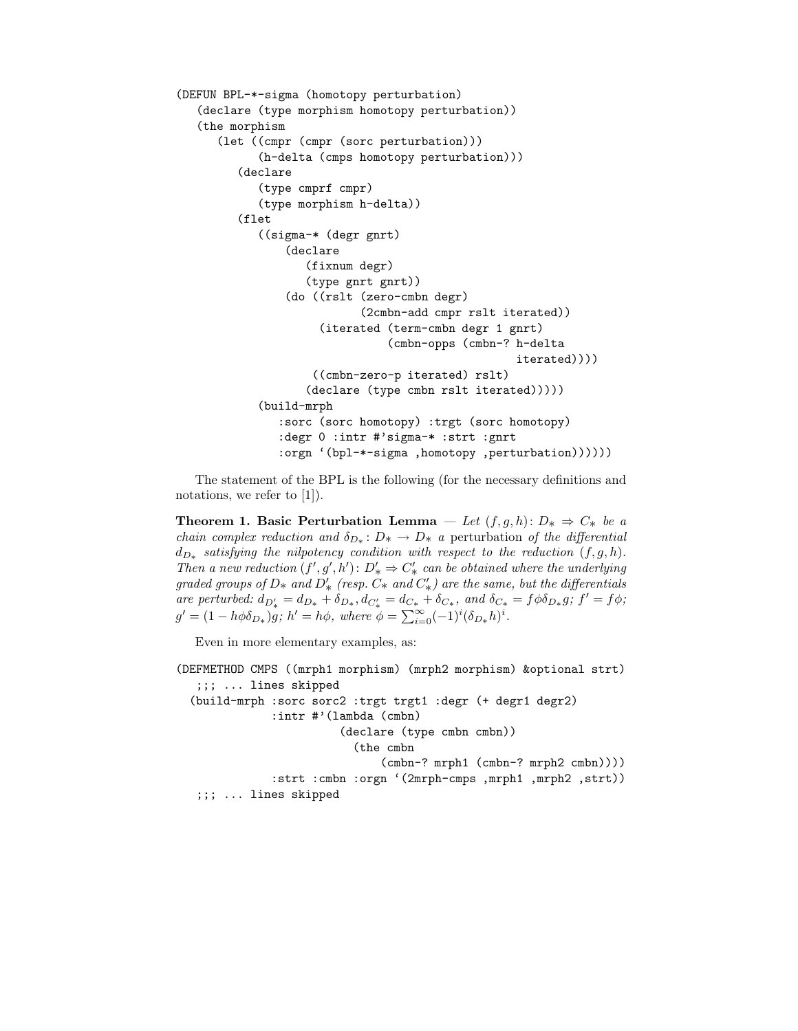```
(DEFUN BPL-*-sigma (homotopy perturbation)
   (declare (type morphism homotopy perturbation))
   (the morphism
      (let ((cmpr (cmpr (sorc perturbation)))
            (h-delta (cmps homotopy perturbation)))
         (declare
            (type cmprf cmpr)
            (type morphism h-delta))
         (flet
            ((sigma-* (degr gnrt)
                 (declare
                    (fixnum degr)
                    (type gnrt gnrt))
                 (do ((rslt (zero-cmbn degr)
                            (2cmbn-add cmpr rslt iterated))
                      (iterated (term-cmbn degr 1 gnrt)
                                (cmbn-opps (cmbn-? h-delta
                                                   iterated))))
                     ((cmbn-zero-p iterated) rslt)
                    (declare (type cmbn rslt iterated)))))
            (build-mrph
               :sorc (sorc homotopy) :trgt (sorc homotopy)
               :degr 0 :intr #'sigma-* :strt :gnrt
               :orgn `(bpl-*-sigma ,homotopy ,perturbation))))))
```

The statement of the BPL is the following (for the necessary definitions and notations, we refer to [1]).

**Theorem 1. Basic Perturbation Lemma** — *Let $(f, g, h)\colon D_* \Rightarrow C_*$ be a chain complex reduction and $\delta_{D_*}\colon D_* \to D_*$ a* perturbation *of the differential $d_{D_*}$ satisfying the nilpotency condition with respect to the reduction $(f, g, h)$. Then a new reduction $(f', g', h')\colon D'_* \Rightarrow C'_*$ can be obtained where the underlying graded groups of $D_*$ and $D'_*$ (resp. $C_*$ and $C'_*$) are the same, but the differentials are perturbed: $d_{D'_*} = d_{D_*} + \delta_{D_*}, d_{C'_*} = d_{C_*} + \delta_{C_*}$, and $\delta_{C_*} = f\phi\delta_{D_*}g$; $f' = f\phi$; $g' = (1 - h\phi\delta_{D_*})g$; $h' = h\phi$, where $\phi = \sum_{i=0}^{\infty}(-1)^i(\delta_{D_*}h)^i$.*

Even in more elementary examples, as:

```
(DEFMETHOD CMPS ((mrph1 morphism) (mrph2 morphism) &optional strt)
   ;;; ... lines skipped
  (build-mrph :sorc sorc2 :trgt trgt1 :degr (+ degr1 degr2)
              :intr #'(lambda (cmbn)
                         (declare (type cmbn cmbn))
                           (the cmbn
                               (cmbn-? mrph1 (cmbn-? mrph2 cmbn))))
              :strt :cmbn :orgn `(2mrph-cmps ,mrph1 ,mrph2 ,strt))
   ;;; ... lines skipped
```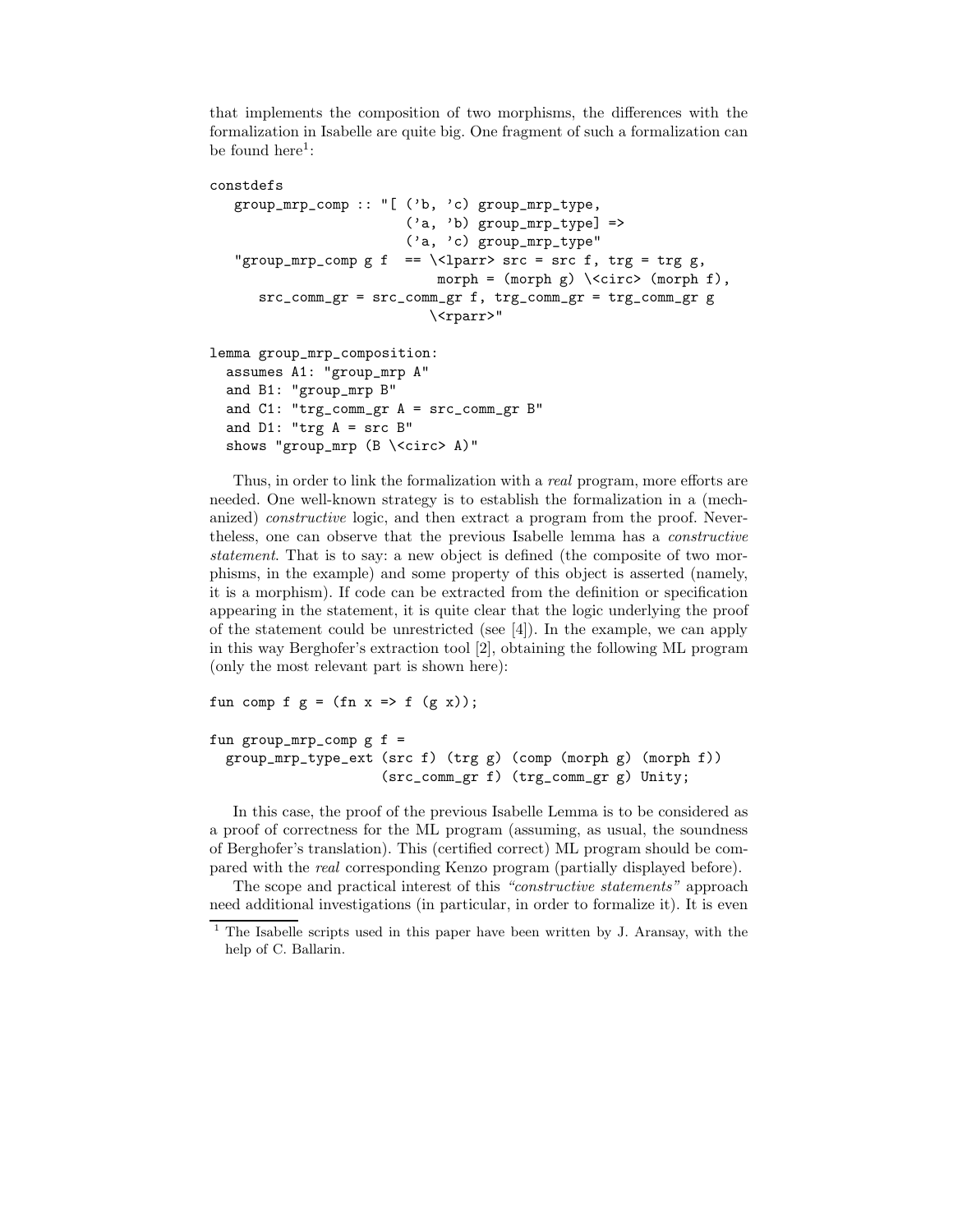that implements the composition of two morphisms, the differences with the formalization in Isabelle are quite big. One fragment of such a formalization can be found here[1]:

```
constdefs
   group_mrp_comp :: "[ ('b, 'c) group_mrp_type,
                        ('a, 'b) group_mrp_type] =>
                        ('a, 'c) group_mrp_type"
   "group_mrp_comp g f  == \<lparr> src = src f, trg = trg g,
                            morph = (morph g) \<circ> (morph f),
      src_comm_gr = src_comm_gr f, trg_comm_gr = trg_comm_gr g
                           \<rparr>"

lemma group_mrp_composition:
  assumes A1: "group_mrp A"
  and B1: "group_mrp B"
  and C1: "trg_comm_gr A = src_comm_gr B"
  and D1: "trg A = src B"
  shows "group_mrp (B \<circ> A)"
```

Thus, in order to link the formalization with a *real* program, more efforts are needed. One well-known strategy is to establish the formalization in a (mechanized) *constructive* logic, and then extract a program from the proof. Nevertheless, one can observe that the previous Isabelle lemma has a *constructive statement*. That is to say: a new object is defined (the composite of two morphisms, in the example) and some property of this object is asserted (namely, it is a morphism). If code can be extracted from the definition or specification appearing in the statement, it is quite clear that the logic underlying the proof of the statement could be unrestricted (see [4]). In the example, we can apply in this way Berghofer's extraction tool [2], obtaining the following ML program (only the most relevant part is shown here):

```
fun comp f g = (fn x => f (g x));

fun group_mrp_comp g f =
  group_mrp_type_ext (src f) (trg g) (comp (morph g) (morph f))
                     (src_comm_gr f) (trg_comm_gr g) Unity;
```

In this case, the proof of the previous Isabelle Lemma is to be considered as a proof of correctness for the ML program (assuming, as usual, the soundness of Berghofer's translation). This (certified correct) ML program should be compared with the *real* corresponding Kenzo program (partially displayed before).

The scope and practical interest of this *"constructive statements"* approach need additional investigations (in particular, in order to formalize it). It is even

[1] The Isabelle scripts used in this paper have been written by J. Aransay, with the help of C. Ballarin.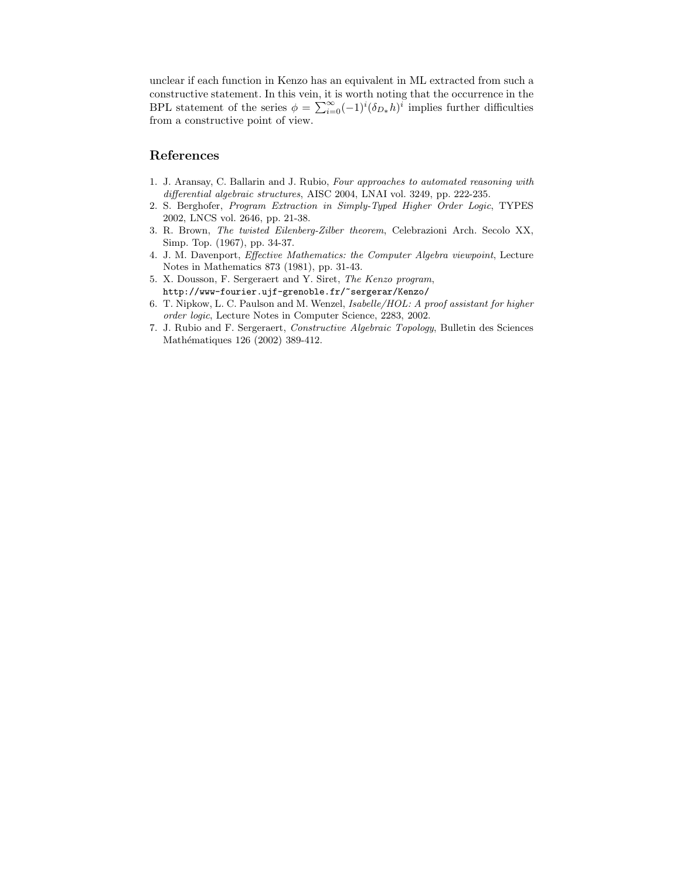unclear if each function in Kenzo has an equivalent in ML extracted from such a constructive statement. In this vein, it is worth noting that the occurrence in the BPL statement of the series $\phi = \sum_{i=0}^{\infty}(-1)^i(\delta_{D_*}h)^i$ implies further difficulties from a constructive point of view.

## References

1. J. Aransay, C. Ballarin and J. Rubio, *Four approaches to automated reasoning with differential algebraic structures*, AISC 2004, LNAI vol. 3249, pp. 222-235.
2. S. Berghofer, *Program Extraction in Simply-Typed Higher Order Logic*, TYPES 2002, LNCS vol. 2646, pp. 21-38.
3. R. Brown, *The twisted Eilenberg-Zilber theorem*, Celebrazioni Arch. Secolo XX, Simp. Top. (1967), pp. 34-37.
4. J. M. Davenport, *Effective Mathematics: the Computer Algebra viewpoint*, Lecture Notes in Mathematics 873 (1981), pp. 31-43.
5. X. Dousson, F. Sergeraert and Y. Siret, *The Kenzo program*, `http://www-fourier.ujf-grenoble.fr/~sergerar/Kenzo/`
6. T. Nipkow, L. C. Paulson and M. Wenzel, *Isabelle/HOL: A proof assistant for higher order logic*, Lecture Notes in Computer Science, 2283, 2002.
7. J. Rubio and F. Sergeraert, *Constructive Algebraic Topology*, Bulletin des Sciences Mathématiques 126 (2002) 389-412.